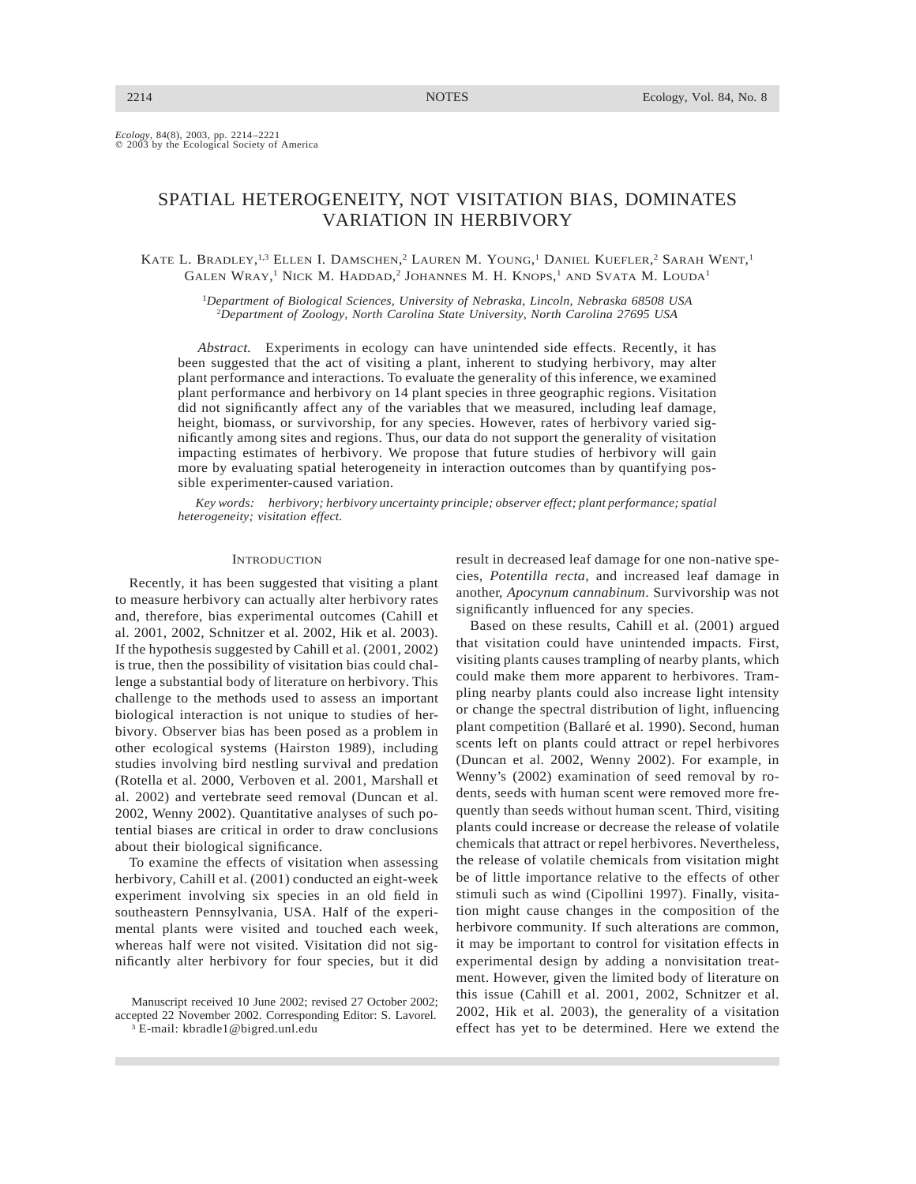*Ecology*, 84(8), 2003, pp. 2214–2221
© 2003 by the Ecological Society of America

# SPATIAL HETEROGENEITY, NOT VISITATION BIAS, DOMINATES VARIATION IN HERBIVORY

Kate L. Bradley,[1,3] Ellen I. Damschen,[2] Lauren M. Young,[1] Daniel Kuefler,[2] Sarah Went,[1] Galen Wray,[1] Nick M. Haddad,[2] Johannes M. H. Knops,[1] and Svata M. Louda[1]

[1]*Department of Biological Sciences, University of Nebraska, Lincoln, Nebraska 68508 USA*
[2]*Department of Zoology, North Carolina State University, North Carolina 27695 USA*

*Abstract.* Experiments in ecology can have unintended side effects. Recently, it has been suggested that the act of visiting a plant, inherent to studying herbivory, may alter plant performance and interactions. To evaluate the generality of this inference, we examined plant performance and herbivory on 14 plant species in three geographic regions. Visitation did not significantly affect any of the variables that we measured, including leaf damage, height, biomass, or survivorship, for any species. However, rates of herbivory varied significantly among sites and regions. Thus, our data do not support the generality of visitation impacting estimates of herbivory. We propose that future studies of herbivory will gain more by evaluating spatial heterogeneity in interaction outcomes than by quantifying possible experimenter-caused variation.

*Key words: herbivory; herbivory uncertainty principle; observer effect; plant performance; spatial heterogeneity; visitation effect.*

## Introduction

Recently, it has been suggested that visiting a plant to measure herbivory can actually alter herbivory rates and, therefore, bias experimental outcomes (Cahill et al. 2001, 2002, Schnitzer et al. 2002, Hik et al. 2003). If the hypothesis suggested by Cahill et al. (2001, 2002) is true, then the possibility of visitation bias could challenge a substantial body of literature on herbivory. This challenge to the methods used to assess an important biological interaction is not unique to studies of herbivory. Observer bias has been posed as a problem in other ecological systems (Hairston 1989), including studies involving bird nestling survival and predation (Rotella et al. 2000, Verboven et al. 2001, Marshall et al. 2002) and vertebrate seed removal (Duncan et al. 2002, Wenny 2002). Quantitative analyses of such potential biases are critical in order to draw conclusions about their biological significance.

To examine the effects of visitation when assessing herbivory, Cahill et al. (2001) conducted an eight-week experiment involving six species in an old field in southeastern Pennsylvania, USA. Half of the experimental plants were visited and touched each week, whereas half were not visited. Visitation did not significantly alter herbivory for four species, but it did result in decreased leaf damage for one non-native species, *Potentilla recta*, and increased leaf damage in another, *Apocynum cannabinum*. Survivorship was not significantly influenced for any species.

Based on these results, Cahill et al. (2001) argued that visitation could have unintended impacts. First, visiting plants causes trampling of nearby plants, which could make them more apparent to herbivores. Trampling nearby plants could also increase light intensity or change the spectral distribution of light, influencing plant competition (Ballaré et al. 1990). Second, human scents left on plants could attract or repel herbivores (Duncan et al. 2002, Wenny 2002). For example, in Wenny's (2002) examination of seed removal by rodents, seeds with human scent were removed more frequently than seeds without human scent. Third, visiting plants could increase or decrease the release of volatile chemicals that attract or repel herbivores. Nevertheless, the release of volatile chemicals from visitation might be of little importance relative to the effects of other stimuli such as wind (Cipollini 1997). Finally, visitation might cause changes in the composition of the herbivore community. If such alterations are common, it may be important to control for visitation effects in experimental design by adding a nonvisitation treatment. However, given the limited body of literature on this issue (Cahill et al. 2001, 2002, Schnitzer et al. 2002, Hik et al. 2003), the generality of a visitation effect has yet to be determined. Here we extend the

Manuscript received 10 June 2002; revised 27 October 2002; accepted 22 November 2002. Corresponding Editor: S. Lavorel.
[3] E-mail: kbradle1@bigred.unl.edu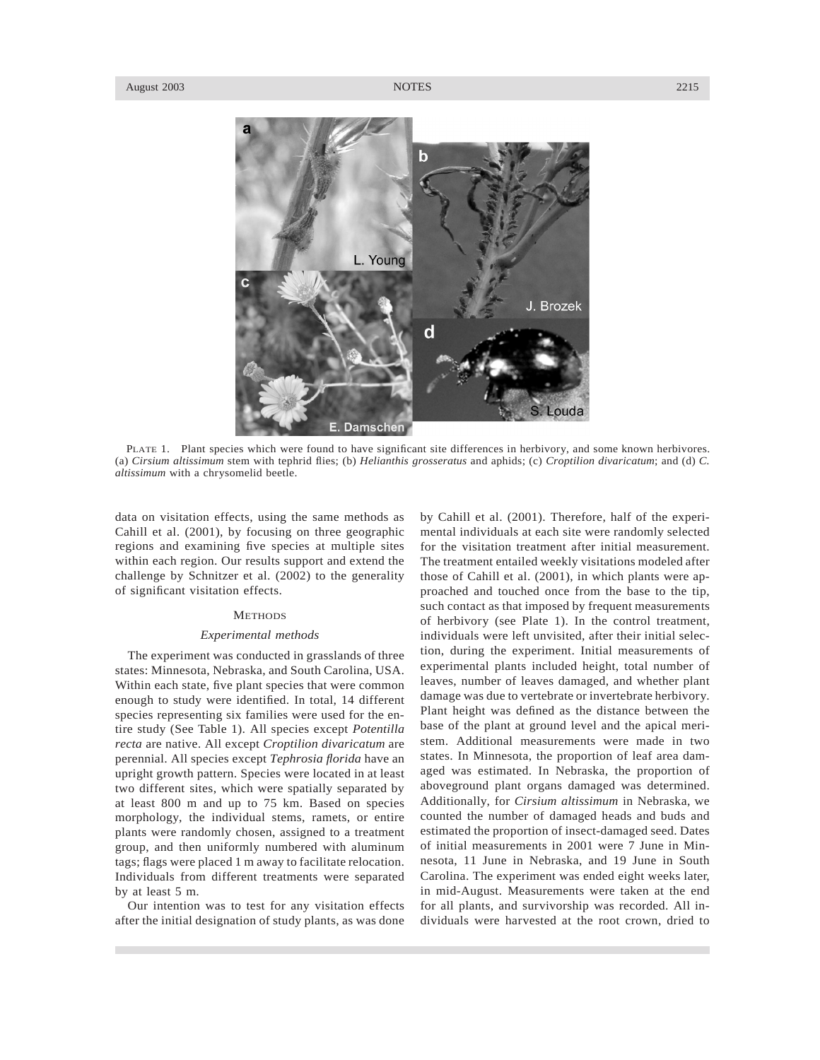PLATE 1. Plant species which were found to have significant site differences in herbivory, and some known herbivores. (a) *Cirsium altissimum* stem with tephrid flies; (b) *Helianthis grosseratus* and aphids; (c) *Croptilion divaricatum*; and (d) *C. altissimum* with a chrysomelid beetle.

data on visitation effects, using the same methods as Cahill et al. (2001), by focusing on three geographic regions and examining five species at multiple sites within each region. Our results support and extend the challenge by Schnitzer et al. (2002) to the generality of significant visitation effects.

## METHODS

### *Experimental methods*

The experiment was conducted in grasslands of three states: Minnesota, Nebraska, and South Carolina, USA. Within each state, five plant species that were common enough to study were identified. In total, 14 different species representing six families were used for the entire study (See Table 1). All species except *Potentilla recta* are native. All except *Croptilion divaricatum* are perennial. All species except *Tephrosia florida* have an upright growth pattern. Species were located in at least two different sites, which were spatially separated by at least 800 m and up to 75 km. Based on species morphology, the individual stems, ramets, or entire plants were randomly chosen, assigned to a treatment group, and then uniformly numbered with aluminum tags; flags were placed 1 m away to facilitate relocation. Individuals from different treatments were separated by at least 5 m.

Our intention was to test for any visitation effects after the initial designation of study plants, as was done by Cahill et al. (2001). Therefore, half of the experimental individuals at each site were randomly selected for the visitation treatment after initial measurement. The treatment entailed weekly visitations modeled after those of Cahill et al. (2001), in which plants were approached and touched once from the base to the tip, such contact as that imposed by frequent measurements of herbivory (see Plate 1). In the control treatment, individuals were left unvisited, after their initial selection, during the experiment. Initial measurements of experimental plants included height, total number of leaves, number of leaves damaged, and whether plant damage was due to vertebrate or invertebrate herbivory. Plant height was defined as the distance between the base of the plant at ground level and the apical meristem. Additional measurements were made in two states. In Minnesota, the proportion of leaf area damaged was estimated. In Nebraska, the proportion of aboveground plant organs damaged was determined. Additionally, for *Cirsium altissimum* in Nebraska, we counted the number of damaged heads and buds and estimated the proportion of insect-damaged seed. Dates of initial measurements in 2001 were 7 June in Minnesota, 11 June in Nebraska, and 19 June in South Carolina. The experiment was ended eight weeks later, in mid-August. Measurements were taken at the end for all plants, and survivorship was recorded. All individuals were harvested at the root crown, dried to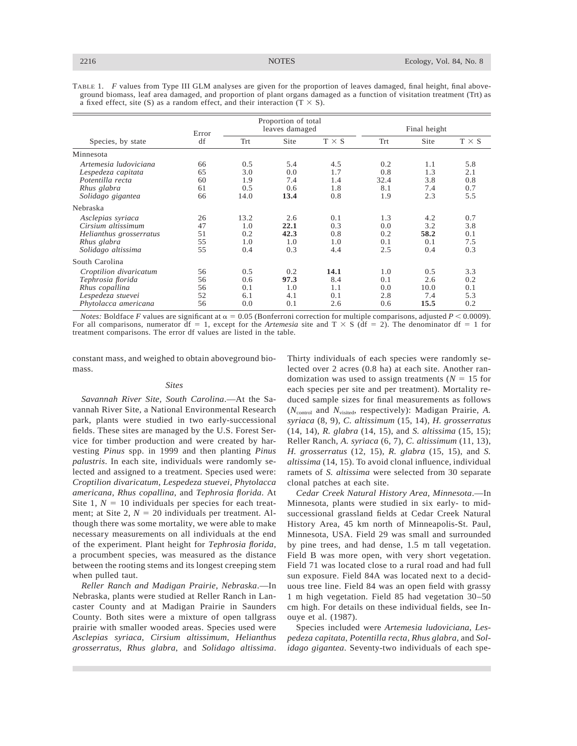TABLE 1. *F* values from Type III GLM analyses are given for the proportion of leaves damaged, final height, final aboveground biomass, leaf area damaged, and proportion of plant organs damaged as a function of visitation treatment (Trt) as a fixed effect, site (S) as a random effect, and their interaction (T × S).

| Species, by state | Error df | Proportion of total leaves damaged | | | Final height | | |
|---|---|---|---|---|---|---|---|
| | | Trt | Site | T × S | Trt | Site | T × S |
| Minnesota | | | | | | | |
| *Artemesia ludoviciana* | 66 | 0.5 | 5.4 | 4.5 | 0.2 | 1.1 | 5.8 |
| *Lespedeza capitata* | 65 | 3.0 | 0.0 | 1.7 | 0.8 | 1.3 | 2.1 |
| *Potentilla recta* | 60 | 1.9 | 7.4 | 1.4 | 32.4 | 3.8 | 0.8 |
| *Rhus glabra* | 61 | 0.5 | 0.6 | 1.8 | 8.1 | 7.4 | 0.7 |
| *Solidago gigantea* | 66 | 14.0 | **13.4** | 0.8 | 1.9 | 2.3 | 5.5 |
| Nebraska | | | | | | | |
| *Asclepias syriaca* | 26 | 13.2 | 2.6 | 0.1 | 1.3 | 4.2 | 0.7 |
| *Cirsium altissimum* | 47 | 1.0 | **22.1** | 0.3 | 0.0 | 3.2 | 3.8 |
| *Helianthus grosserratus* | 51 | 0.2 | **42.3** | 0.8 | 0.2 | **58.2** | 0.1 |
| *Rhus glabra* | 55 | 1.0 | 1.0 | 1.0 | 0.1 | 0.1 | 7.5 |
| *Solidago altissima* | 55 | 0.4 | 0.3 | 4.4 | 2.5 | 0.4 | 0.3 |
| South Carolina | | | | | | | |
| *Croptilion divaricatum* | 56 | 0.5 | 0.2 | **14.1** | 1.0 | 0.5 | 3.3 |
| *Tephrosia florida* | 56 | 0.6 | **97.3** | 8.4 | 0.1 | 2.6 | 0.2 |
| *Rhus copallina* | 56 | 0.1 | 1.0 | 1.1 | 0.0 | 10.0 | 0.1 |
| *Lespedeza stuevei* | 52 | 6.1 | 4.1 | 0.1 | 2.8 | 7.4 | 5.3 |
| *Phytolacca americana* | 56 | 0.0 | 0.1 | 2.6 | 0.6 | **15.5** | 0.2 |

*Notes:* Boldface *F* values are significant at $\alpha = 0.05$ (Bonferroni correction for multiple comparisons, adjusted $P < 0.0009$). For all comparisons, numerator df = 1, except for the *Artemesia* site and T × S (df = 2). The denominator df = 1 for treatment comparisons. The error df values are listed in the table.

constant mass, and weighed to obtain aboveground biomass.

### *Sites*

*Savannah River Site, South Carolina*.—At the Savannah River Site, a National Environmental Research park, plants were studied in two early-successional fields. These sites are managed by the U.S. Forest Service for timber production and were created by harvesting *Pinus* spp. in 1999 and then planting *Pinus palustris*. In each site, individuals were randomly selected and assigned to a treatment. Species used were: *Croptilion divaricatum*, *Lespedeza stuevei*, *Phytolacca americana*, *Rhus copallina*, and *Tephrosia florida*. At Site 1, $N = 10$ individuals per species for each treatment; at Site 2, $N = 20$ individuals per treatment. Although there was some mortality, we were able to make necessary measurements on all individuals at the end of the experiment. Plant height for *Tephrosia florida*, a procumbent species, was measured as the distance between the rooting stems and its longest creeping stem when pulled taut.

*Reller Ranch and Madigan Prairie, Nebraska*.—In Nebraska, plants were studied at Reller Ranch in Lancaster County and at Madigan Prairie in Saunders County. Both sites were a mixture of open tallgrass prairie with smaller wooded areas. Species used were *Asclepias syriaca*, *Cirsium altissimum*, *Helianthus grosserratus*, *Rhus glabra*, and *Solidago altissima*. Thirty individuals of each species were randomly selected over 2 acres (0.8 ha) at each site. Another randomization was used to assign treatments ($N = 15$ for each species per site and per treatment). Mortality reduced sample sizes for final measurements as follows ($N_{control}$ and $N_{visited}$, respectively): Madigan Prairie, *A. syriaca* (8, 9), *C. altissimum* (15, 14), *H. grosserratus* (14, 14), *R. glabra* (14, 15), and *S. altissima* (15, 15); Reller Ranch, *A. syriaca* (6, 7), *C. altissimum* (11, 13), *H. grosserratus* (12, 15), *R. glabra* (15, 15), and *S. altissima* (14, 15). To avoid clonal influence, individual ramets of *S. altissima* were selected from 30 separate clonal patches at each site.

*Cedar Creek Natural History Area, Minnesota*.—In Minnesota, plants were studied in six early- to mid-successional grassland fields at Cedar Creek Natural History Area, 45 km north of Minneapolis-St. Paul, Minnesota, USA. Field 29 was small and surrounded by pine trees, and had dense, 1.5 m tall vegetation. Field B was more open, with very short vegetation. Field 71 was located close to a rural road and had full sun exposure. Field 84A was located next to a deciduous tree line. Field 84 was an open field with grassy 1 m high vegetation. Field 85 had vegetation 30–50 cm high. For details on these individual fields, see Inouye et al. (1987).

Species included were *Artemesia ludoviciana*, *Lespedeza capitata*, *Potentilla recta*, *Rhus glabra*, and *Solidago gigantea*. Seventy-two individuals of each spe-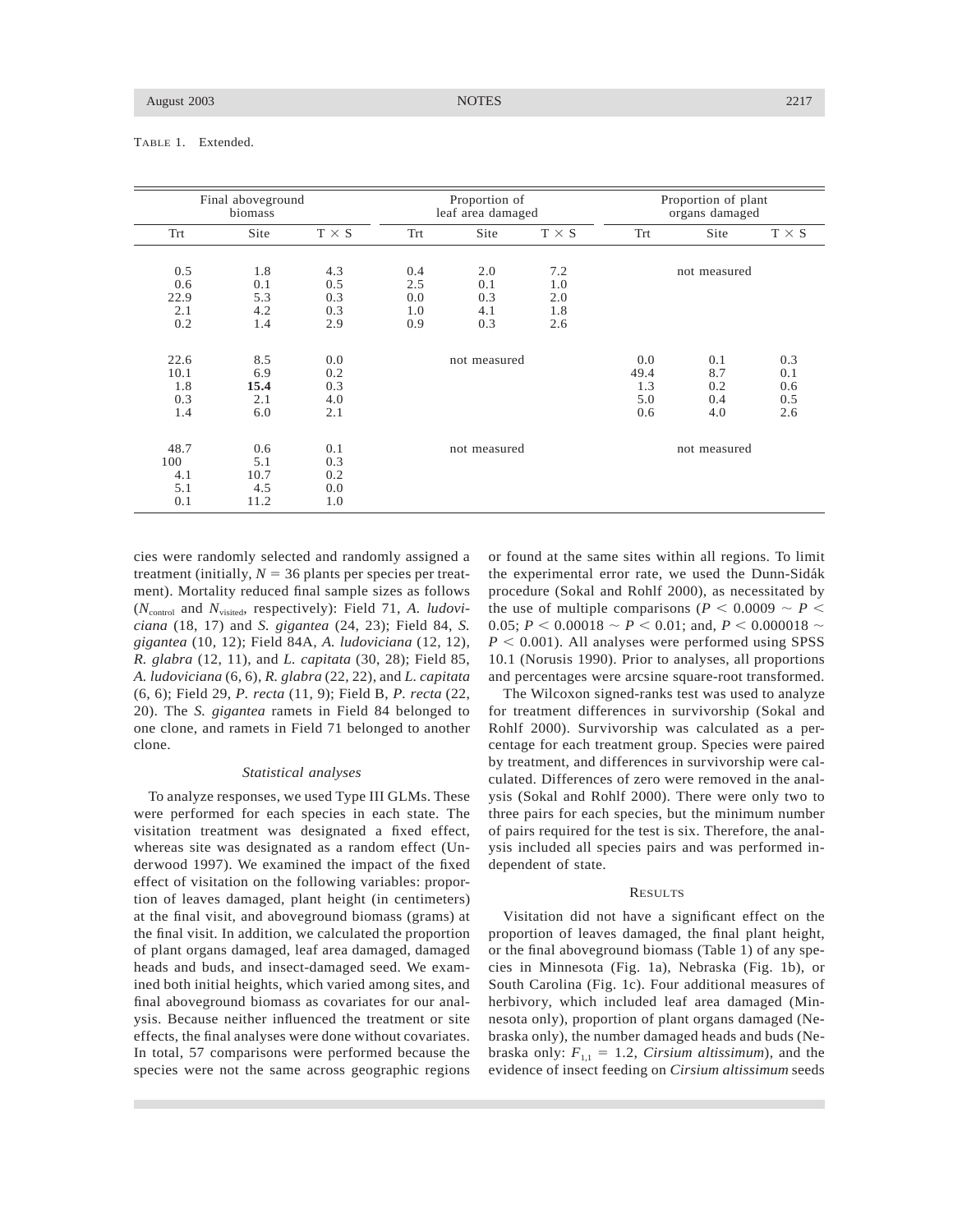TABLE 1. Extended.

| Final aboveground biomass | | | Proportion of leaf area damaged | | | Proportion of plant organs damaged | | |
|---|---|---|---|---|---|---|---|---|
| Trt | Site | T × S | Trt | Site | T × S | Trt | Site | T × S |
| 0.5 | 1.8 | 4.3 | 0.4 | 2.0 | 7.2 | not measured | | |
| 0.6 | 0.1 | 0.5 | 2.5 | 0.1 | 1.0 | | | |
| 22.9 | 5.3 | 0.3 | 0.0 | 0.3 | 2.0 | | | |
| 2.1 | 4.2 | 0.3 | 1.0 | 4.1 | 1.8 | | | |
| 0.2 | 1.4 | 2.9 | 0.9 | 0.3 | 2.6 | | | |
| 22.6 | 8.5 | 0.0 | not measured | | | 0.0 | 0.1 | 0.3 |
| 10.1 | 6.9 | 0.2 | | | | 49.4 | 8.7 | 0.1 |
| 1.8 | **15.4** | 0.3 | | | | 1.3 | 0.2 | 0.6 |
| 0.3 | 2.1 | 4.0 | | | | 5.0 | 0.4 | 0.5 |
| 1.4 | 6.0 | 2.1 | | | | 0.6 | 4.0 | 2.6 |
| 48.7 | 0.6 | 0.1 | not measured | | | not measured | | |
| 100 | 5.1 | 0.3 | | | | | | |
| 4.1 | 10.7 | 0.2 | | | | | | |
| 5.1 | 4.5 | 0.0 | | | | | | |
| 0.1 | 11.2 | 1.0 | | | | | | |

cies were randomly selected and randomly assigned a treatment (initially, $N = 36$ plants per species per treatment). Mortality reduced final sample sizes as follows ($N_{control}$ and $N_{visited}$, respectively): Field 71, *A. ludoviciana* (18, 17) and *S. gigantea* (24, 23); Field 84, *S. gigantea* (10, 12); Field 84A, *A. ludoviciana* (12, 12), *R. glabra* (12, 11), and *L. capitata* (30, 28); Field 85, *A. ludoviciana* (6, 6), *R. glabra* (22, 22), and *L. capitata* (6, 6); Field 29, *P. recta* (11, 9); Field B, *P. recta* (22, 20). The *S. gigantea* ramets in Field 84 belonged to one clone, and ramets in Field 71 belonged to another clone.

### *Statistical analyses*

To analyze responses, we used Type III GLMs. These were performed for each species in each state. The visitation treatment was designated a fixed effect, whereas site was designated as a random effect (Underwood 1997). We examined the impact of the fixed effect of visitation on the following variables: proportion of leaves damaged, plant height (in centimeters) at the final visit, and aboveground biomass (grams) at the final visit. In addition, we calculated the proportion of plant organs damaged, leaf area damaged, damaged heads and buds, and insect-damaged seed. We examined both initial heights, which varied among sites, and final aboveground biomass as covariates for our analysis. Because neither influenced the treatment or site effects, the final analyses were done without covariates. In total, 57 comparisons were performed because the species were not the same across geographic regions or found at the same sites within all regions. To limit the experimental error rate, we used the Dunn-Sidák procedure (Sokal and Rohlf 2000), as necessitated by the use of multiple comparisons ($P < 0.0009 \sim P < 0.05$; $P < 0.00018 \sim P < 0.01$; and, $P < 0.000018 \sim P < 0.001$). All analyses were performed using SPSS 10.1 (Norusis 1990). Prior to analyses, all proportions and percentages were arcsine square-root transformed.

The Wilcoxon signed-ranks test was used to analyze for treatment differences in survivorship (Sokal and Rohlf 2000). Survivorship was calculated as a percentage for each treatment group. Species were paired by treatment, and differences in survivorship were calculated. Differences of zero were removed in the analysis (Sokal and Rohlf 2000). There were only two to three pairs for each species, but the minimum number of pairs required for the test is six. Therefore, the analysis included all species pairs and was performed independent of state.

## RESULTS

Visitation did not have a significant effect on the proportion of leaves damaged, the final plant height, or the final aboveground biomass (Table 1) of any species in Minnesota (Fig. 1a), Nebraska (Fig. 1b), or South Carolina (Fig. 1c). Four additional measures of herbivory, which included leaf area damaged (Minnesota only), proportion of plant organs damaged (Nebraska only), the number damaged heads and buds (Nebraska only: $F_{1,1} = 1.2$, *Cirsium altissimum*), and the evidence of insect feeding on *Cirsium altissimum* seeds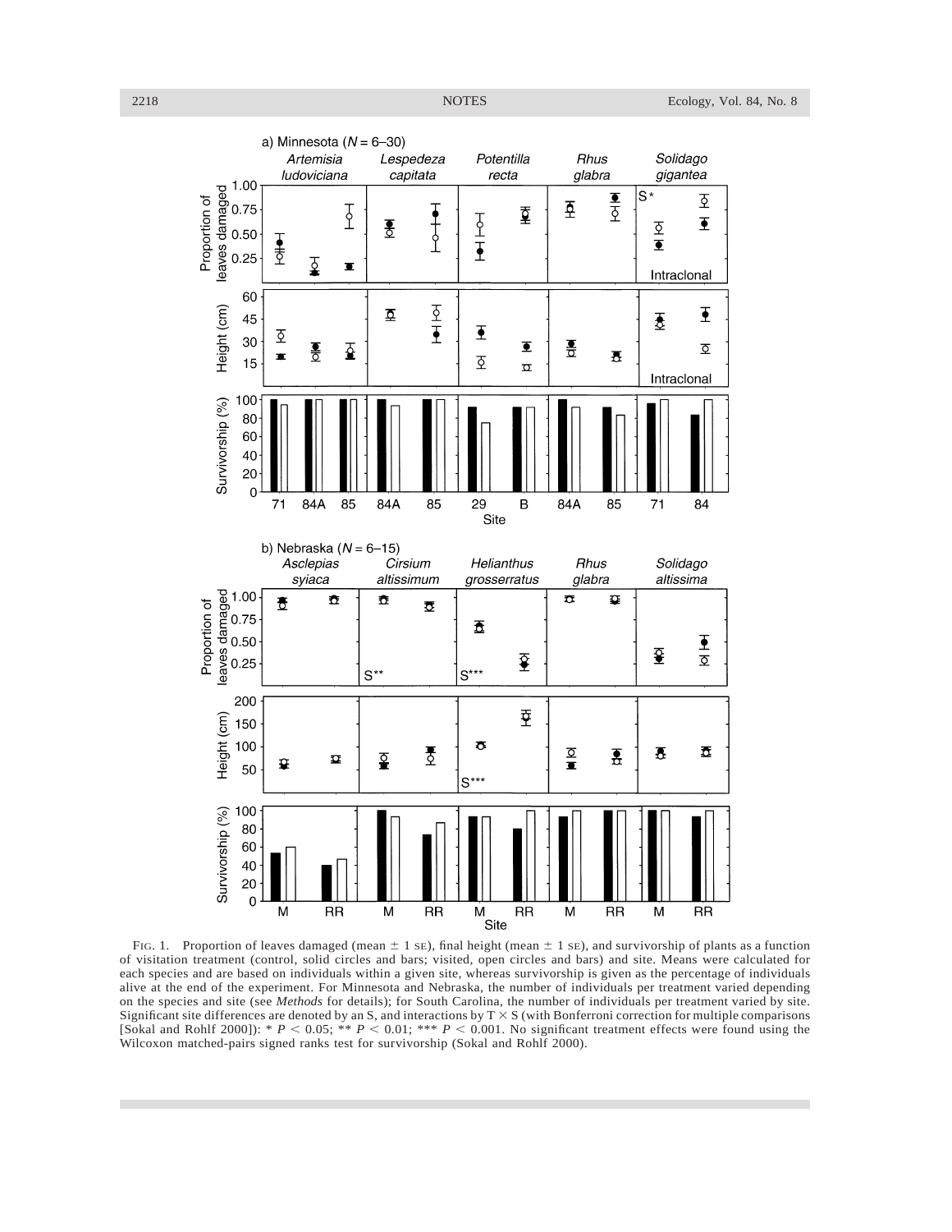FIG. 1. Proportion of leaves damaged (mean ± 1 SE), final height (mean ± 1 SE), and survivorship of plants as a function of visitation treatment (control, solid circles and bars; visited, open circles and bars) and site. Means were calculated for each species and are based on individuals within a given site, whereas survivorship is given as the percentage of individuals alive at the end of the experiment. For Minnesota and Nebraska, the number of individuals per treatment varied depending on the species and site (see *Methods* for details); for South Carolina, the number of individuals per treatment varied by site. Significant site differences are denoted by an S, and interactions by T × S (with Bonferroni correction for multiple comparisons [Sokal and Rohlf 2000]): * $P < 0.05$; ** $P < 0.01$; *** $P < 0.001$. No significant treatment effects were found using the Wilcoxon matched-pairs signed ranks test for survivorship (Sokal and Rohlf 2000).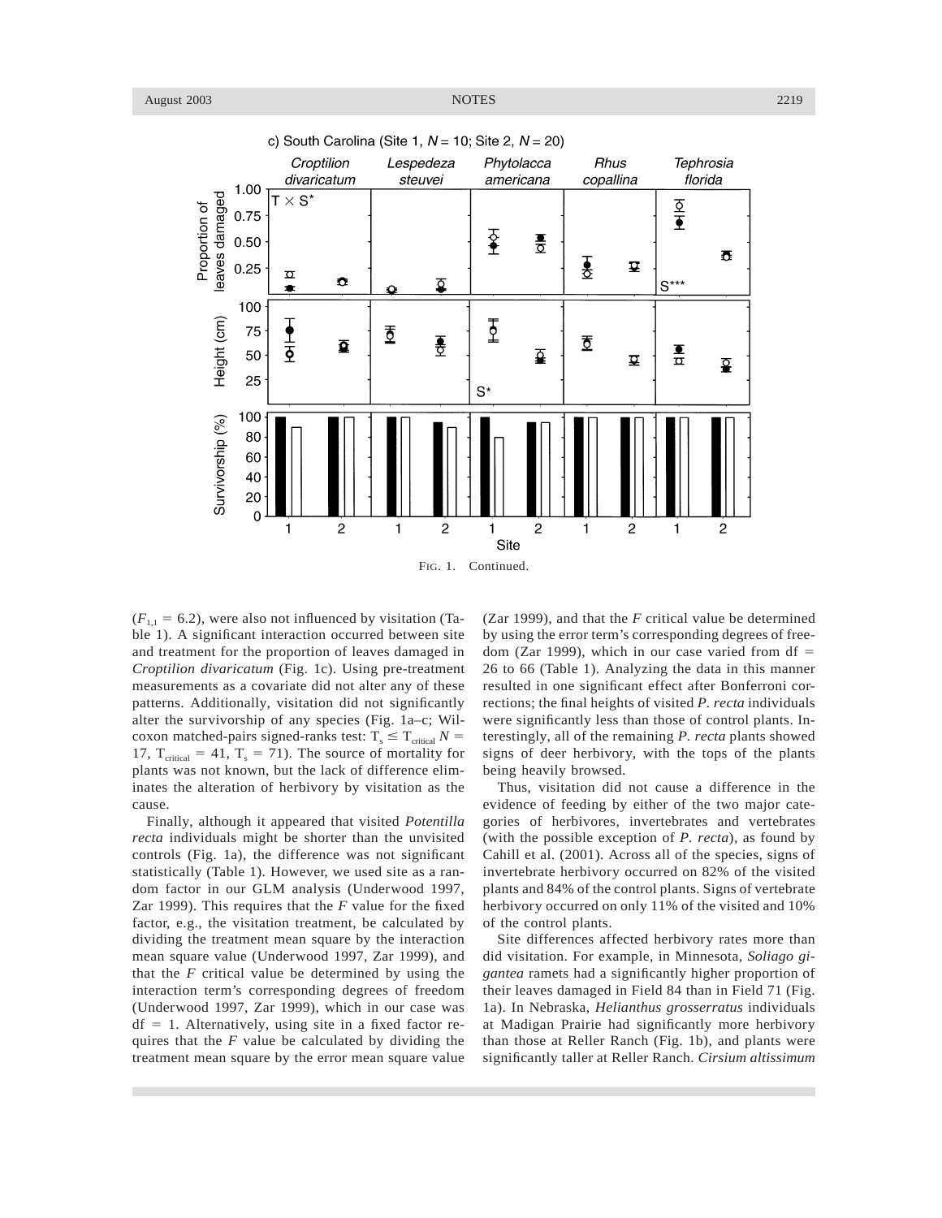FIG. 1. Continued.

($F_{1,1}$ = 6.2), were also not influenced by visitation (Table 1). A significant interaction occurred between site and treatment for the proportion of leaves damaged in *Croptilion divaricatum* (Fig. 1c). Using pre-treatment measurements as a covariate did not alter any of these patterns. Additionally, visitation did not significantly alter the survivorship of any species (Fig. 1a–c; Wilcoxon matched-pairs signed-ranks test: $T_s \leq T_{critical}$ $N$ = 17, $T_{critical}$ = 41, $T_s$ = 71). The source of mortality for plants was not known, but the lack of difference eliminates the alteration of herbivory by visitation as the cause.

Finally, although it appeared that visited *Potentilla recta* individuals might be shorter than the unvisited controls (Fig. 1a), the difference was not significant statistically (Table 1). However, we used site as a random factor in our GLM analysis (Underwood 1997, Zar 1999). This requires that the $F$ value for the fixed factor, e.g., the visitation treatment, be calculated by dividing the treatment mean square by the interaction mean square value (Underwood 1997, Zar 1999), and that the $F$ critical value be determined by using the interaction term's corresponding degrees of freedom (Underwood 1997, Zar 1999), which in our case was df = 1. Alternatively, using site in a fixed factor requires that the $F$ value be calculated by dividing the treatment mean square by the error mean square value (Zar 1999), and that the $F$ critical value be determined by using the error term's corresponding degrees of freedom (Zar 1999), which in our case varied from df = 26 to 66 (Table 1). Analyzing the data in this manner resulted in one significant effect after Bonferroni corrections; the final heights of visited *P. recta* individuals were significantly less than those of control plants. Interestingly, all of the remaining *P. recta* plants showed signs of deer herbivory, with the tops of the plants being heavily browsed.

Thus, visitation did not cause a difference in the evidence of feeding by either of the two major categories of herbivores, invertebrates and vertebrates (with the possible exception of *P. recta*), as found by Cahill et al. (2001). Across all of the species, signs of invertebrate herbivory occurred on 82% of the visited plants and 84% of the control plants. Signs of vertebrate herbivory occurred on only 11% of the visited and 10% of the control plants.

Site differences affected herbivory rates more than did visitation. For example, in Minnesota, *Soliago gigantea* ramets had a significantly higher proportion of their leaves damaged in Field 84 than in Field 71 (Fig. 1a). In Nebraska, *Helianthus grosserratus* individuals at Madigan Prairie had significantly more herbivory than those at Reller Ranch (Fig. 1b), and plants were significantly taller at Reller Ranch. *Cirsium altissimum*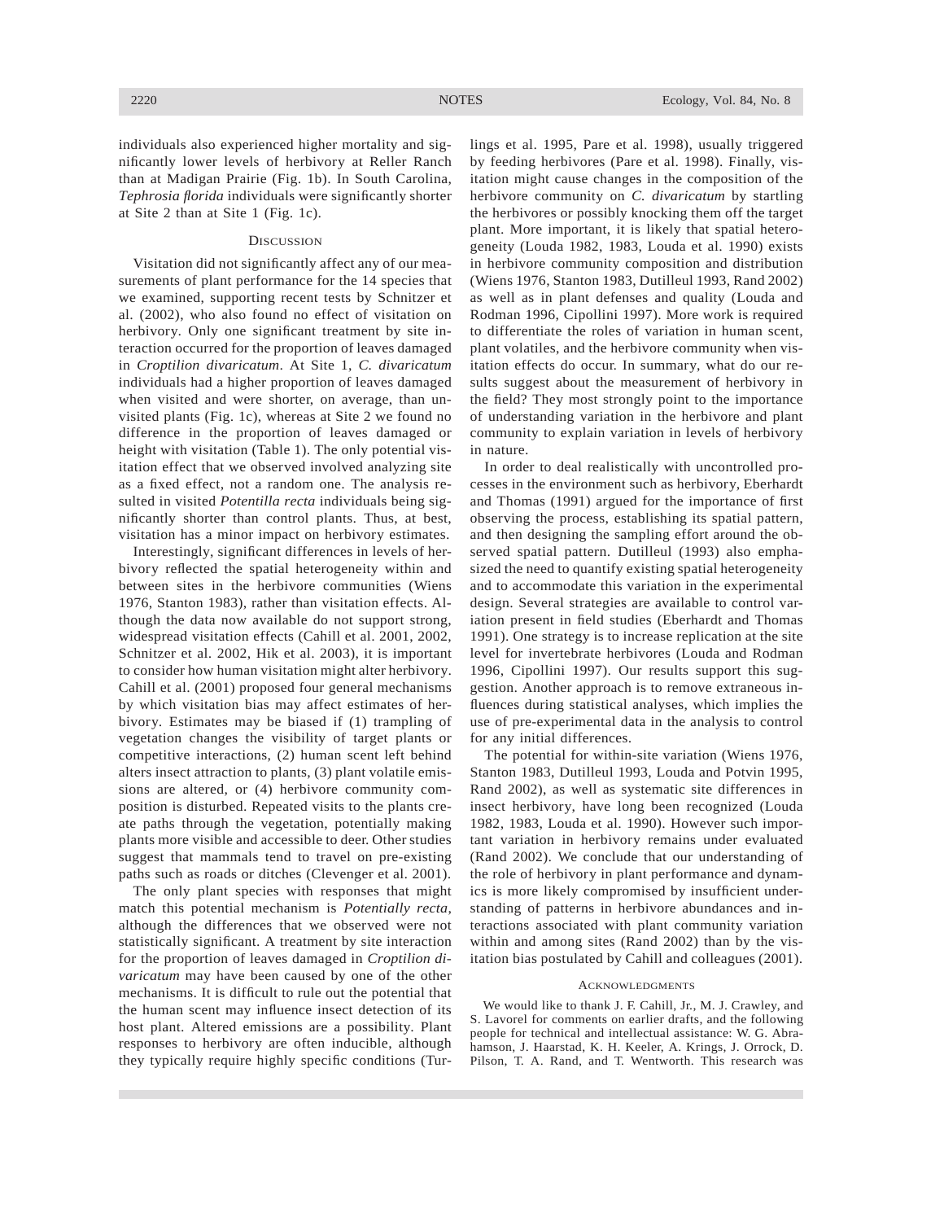individuals also experienced higher mortality and significantly lower levels of herbivory at Reller Ranch than at Madigan Prairie (Fig. 1b). In South Carolina, *Tephrosia florida* individuals were significantly shorter at Site 2 than at Site 1 (Fig. 1c).

## Discussion

Visitation did not significantly affect any of our measurements of plant performance for the 14 species that we examined, supporting recent tests by Schnitzer et al. (2002), who also found no effect of visitation on herbivory. Only one significant treatment by site interaction occurred for the proportion of leaves damaged in *Croptilion divaricatum*. At Site 1, *C. divaricatum* individuals had a higher proportion of leaves damaged when visited and were shorter, on average, than unvisited plants (Fig. 1c), whereas at Site 2 we found no difference in the proportion of leaves damaged or height with visitation (Table 1). The only potential visitation effect that we observed involved analyzing site as a fixed effect, not a random one. The analysis resulted in visited *Potentilla recta* individuals being significantly shorter than control plants. Thus, at best, visitation has a minor impact on herbivory estimates.

Interestingly, significant differences in levels of herbivory reflected the spatial heterogeneity within and between sites in the herbivore communities (Wiens 1976, Stanton 1983), rather than visitation effects. Although the data now available do not support strong, widespread visitation effects (Cahill et al. 2001, 2002, Schnitzer et al. 2002, Hik et al. 2003), it is important to consider how human visitation might alter herbivory. Cahill et al. (2001) proposed four general mechanisms by which visitation bias may affect estimates of herbivory. Estimates may be biased if (1) trampling of vegetation changes the visibility of target plants or competitive interactions, (2) human scent left behind alters insect attraction to plants, (3) plant volatile emissions are altered, or (4) herbivore community composition is disturbed. Repeated visits to the plants create paths through the vegetation, potentially making plants more visible and accessible to deer. Other studies suggest that mammals tend to travel on pre-existing paths such as roads or ditches (Clevenger et al. 2001).

The only plant species with responses that might match this potential mechanism is *Potentially recta*, although the differences that we observed were not statistically significant. A treatment by site interaction for the proportion of leaves damaged in *Croptilion divaricatum* may have been caused by one of the other mechanisms. It is difficult to rule out the potential that the human scent may influence insect detection of its host plant. Altered emissions are a possibility. Plant responses to herbivory are often inducible, although they typically require highly specific conditions (Turlings et al. 1995, Pare et al. 1998), usually triggered by feeding herbivores (Pare et al. 1998). Finally, visitation might cause changes in the composition of the herbivore community on *C. divaricatum* by startling the herbivores or possibly knocking them off the target plant. More important, it is likely that spatial heterogeneity (Louda 1982, 1983, Louda et al. 1990) exists in herbivore community composition and distribution (Wiens 1976, Stanton 1983, Dutilleul 1993, Rand 2002) as well as in plant defenses and quality (Louda and Rodman 1996, Cipollini 1997). More work is required to differentiate the roles of variation in human scent, plant volatiles, and the herbivore community when visitation effects do occur. In summary, what do our results suggest about the measurement of herbivory in the field? They most strongly point to the importance of understanding variation in the herbivore and plant community to explain variation in levels of herbivory in nature.

In order to deal realistically with uncontrolled processes in the environment such as herbivory, Eberhardt and Thomas (1991) argued for the importance of first observing the process, establishing its spatial pattern, and then designing the sampling effort around the observed spatial pattern. Dutilleul (1993) also emphasized the need to quantify existing spatial heterogeneity and to accommodate this variation in the experimental design. Several strategies are available to control variation present in field studies (Eberhardt and Thomas 1991). One strategy is to increase replication at the site level for invertebrate herbivores (Louda and Rodman 1996, Cipollini 1997). Our results support this suggestion. Another approach is to remove extraneous influences during statistical analyses, which implies the use of pre-experimental data in the analysis to control for any initial differences.

The potential for within-site variation (Wiens 1976, Stanton 1983, Dutilleul 1993, Louda and Potvin 1995, Rand 2002), as well as systematic site differences in insect herbivory, have long been recognized (Louda 1982, 1983, Louda et al. 1990). However such important variation in herbivory remains under evaluated (Rand 2002). We conclude that our understanding of the role of herbivory in plant performance and dynamics is more likely compromised by insufficient understanding of patterns in herbivore abundances and interactions associated with plant community variation within and among sites (Rand 2002) than by the visitation bias postulated by Cahill and colleagues (2001).

## Acknowledgments

We would like to thank J. F. Cahill, Jr., M. J. Crawley, and S. Lavorel for comments on earlier drafts, and the following people for technical and intellectual assistance: W. G. Abrahamson, J. Haarstad, K. H. Keeler, A. Krings, J. Orrock, D. Pilson, T. A. Rand, and T. Wentworth. This research was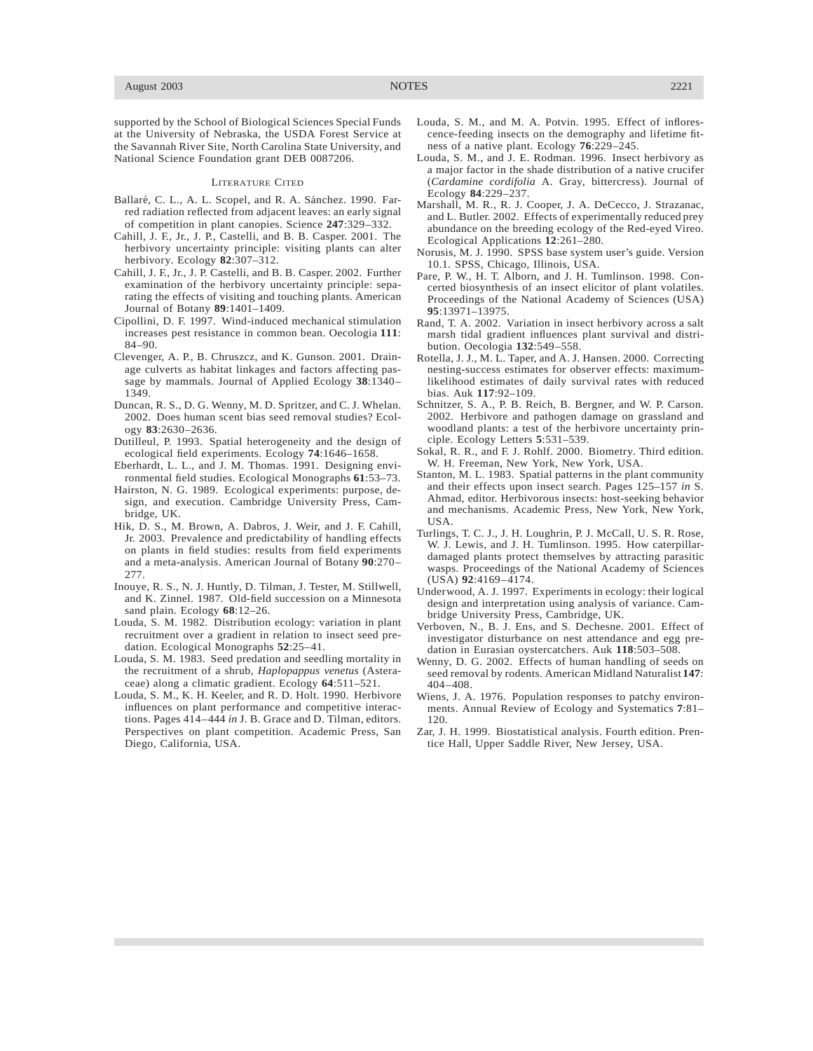supported by the School of Biological Sciences Special Funds at the University of Nebraska, the USDA Forest Service at the Savannah River Site, North Carolina State University, and National Science Foundation grant DEB 0087206.

## Literature Cited

Ballaré, C. L., A. L. Scopel, and R. A. Sánchez. 1990. Far-red radiation reflected from adjacent leaves: an early signal of competition in plant canopies. Science **247**:329–332.

Cahill, J. F., Jr., J. P., Castelli, and B. B. Casper. 2001. The herbivory uncertainty principle: visiting plants can alter herbivory. Ecology **82**:307–312.

Cahill, J. F., Jr., J. P. Castelli, and B. B. Casper. 2002. Further examination of the herbivory uncertainty principle: separating the effects of visiting and touching plants. American Journal of Botany **89**:1401–1409.

Cipollini, D. F. 1997. Wind-induced mechanical stimulation increases pest resistance in common bean. Oecologia **111**: 84–90.

Clevenger, A. P., B. Chruszcz, and K. Gunson. 2001. Drainage culverts as habitat linkages and factors affecting passage by mammals. Journal of Applied Ecology **38**:1340–1349.

Duncan, R. S., D. G. Wenny, M. D. Spritzer, and C. J. Whelan. 2002. Does human scent bias seed removal studies? Ecology **83**:2630–2636.

Dutilleul, P. 1993. Spatial heterogeneity and the design of ecological field experiments. Ecology **74**:1646–1658.

Eberhardt, L. L., and J. M. Thomas. 1991. Designing environmental field studies. Ecological Monographs **61**:53–73.

Hairston, N. G. 1989. Ecological experiments: purpose, design, and execution. Cambridge University Press, Cambridge, UK.

Hik, D. S., M. Brown, A. Dabros, J. Weir, and J. F. Cahill, Jr. 2003. Prevalence and predictability of handling effects on plants in field studies: results from field experiments and a meta-analysis. American Journal of Botany **90**:270–277.

Inouye, R. S., N. J. Huntly, D. Tilman, J. Tester, M. Stillwell, and K. Zinnel. 1987. Old-field succession on a Minnesota sand plain. Ecology **68**:12–26.

Louda, S. M. 1982. Distribution ecology: variation in plant recruitment over a gradient in relation to insect seed predation. Ecological Monographs **52**:25–41.

Louda, S. M. 1983. Seed predation and seedling mortality in the recruitment of a shrub, *Haplopappus venetus* (Asteraceae) along a climatic gradient. Ecology **64**:511–521.

Louda, S. M., K. H. Keeler, and R. D. Holt. 1990. Herbivore influences on plant performance and competitive interactions. Pages 414–444 *in* J. B. Grace and D. Tilman, editors. Perspectives on plant competition. Academic Press, San Diego, California, USA.

Louda, S. M., and M. A. Potvin. 1995. Effect of inflorescence-feeding insects on the demography and lifetime fitness of a native plant. Ecology **76**:229–245.

Louda, S. M., and J. E. Rodman. 1996. Insect herbivory as a major factor in the shade distribution of a native crucifer (*Cardamine cordifolia* A. Gray, bittercress). Journal of Ecology **84**:229–237.

Marshall, M. R., R. J. Cooper, J. A. DeCecco, J. Strazanac, and L. Butler. 2002. Effects of experimentally reduced prey abundance on the breeding ecology of the Red-eyed Vireo. Ecological Applications **12**:261–280.

Norusis, M. J. 1990. SPSS base system user's guide. Version 10.1. SPSS, Chicago, Illinois, USA.

Pare, P. W., H. T. Alborn, and J. H. Tumlinson. 1998. Concerted biosynthesis of an insect elicitor of plant volatiles. Proceedings of the National Academy of Sciences (USA) **95**:13971–13975.

Rand, T. A. 2002. Variation in insect herbivory across a salt marsh tidal gradient influences plant survival and distribution. Oecologia **132**:549–558.

Rotella, J. J., M. L. Taper, and A. J. Hansen. 2000. Correcting nesting-success estimates for observer effects: maximum-likelihood estimates of daily survival rates with reduced bias. Auk **117**:92–109.

Schnitzer, S. A., P. B. Reich, B. Bergner, and W. P. Carson. 2002. Herbivore and pathogen damage on grassland and woodland plants: a test of the herbivore uncertainty principle. Ecology Letters **5**:531–539.

Sokal, R. R., and F. J. Rohlf. 2000. Biometry. Third edition. W. H. Freeman, New York, New York, USA.

Stanton, M. L. 1983. Spatial patterns in the plant community and their effects upon insect search. Pages 125–157 *in* S. Ahmad, editor. Herbivorous insects: host-seeking behavior and mechanisms. Academic Press, New York, New York, USA.

Turlings, T. C. J., J. H. Loughrin, P. J. McCall, U. S. R. Rose, W. J. Lewis, and J. H. Tumlinson. 1995. How caterpillar-damaged plants protect themselves by attracting parasitic wasps. Proceedings of the National Academy of Sciences (USA) **92**:4169–4174.

Underwood, A. J. 1997. Experiments in ecology: their logical design and interpretation using analysis of variance. Cambridge University Press, Cambridge, UK.

Verboven, N., B. J. Ens, and S. Dechesne. 2001. Effect of investigator disturbance on nest attendance and egg predation in Eurasian oystercatchers. Auk **118**:503–508.

Wenny, D. G. 2002. Effects of human handling of seeds on seed removal by rodents. American Midland Naturalist **147**: 404–408.

Wiens, J. A. 1976. Population responses to patchy environments. Annual Review of Ecology and Systematics **7**:81–120.

Zar, J. H. 1999. Biostatistical analysis. Fourth edition. Prentice Hall, Upper Saddle River, New Jersey, USA.